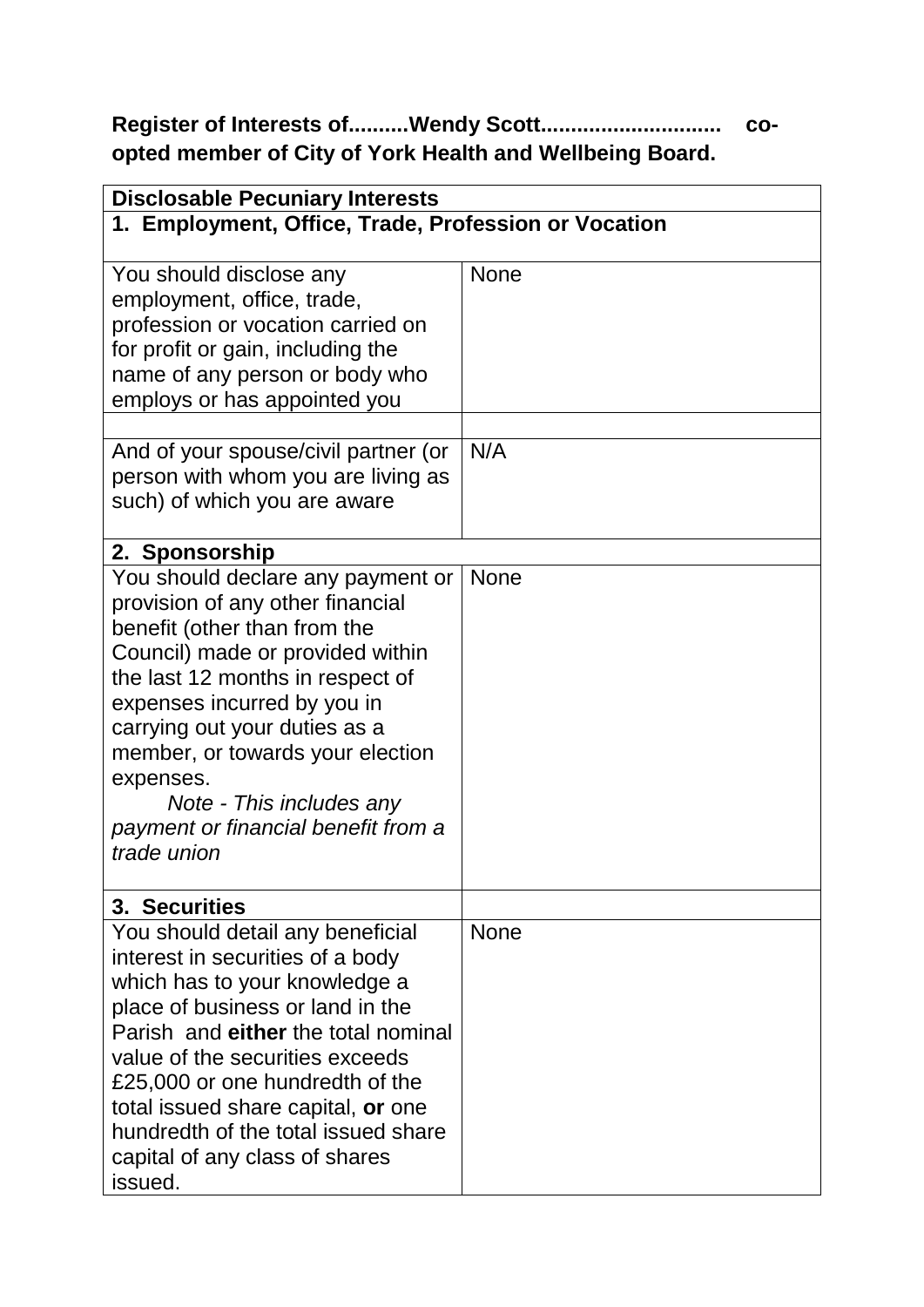**Register of Interests of..........Wendy Scott.............................. co-opted member of City of York Health and Wellbeing Board.**

| **Disclosable Pecuniary Interests** | |
|---|---|
| **1. Employment, Office, Trade, Profession or Vocation** | |
| You should disclose any employment, office, trade, profession or vocation carried on for profit or gain, including the name of any person or body who employs or has appointed you | None |
| | |
| And of your spouse/civil partner (or person with whom you are living as such) of which you are aware | N/A |
| **2. Sponsorship** | |
| You should declare any payment or provision of any other financial benefit (other than from the Council) made or provided within the last 12 months in respect of expenses incurred by you in carrying out your duties as a member, or towards your election expenses. *Note - This includes any payment or financial benefit from a trade union* | None |
| **3. Securities** | |
| You should detail any beneficial interest in securities of a body which has to your knowledge a place of business or land in the Parish and **either** the total nominal value of the securities exceeds £25,000 or one hundredth of the total issued share capital, **or** one hundredth of the total issued share capital of any class of shares issued. | None |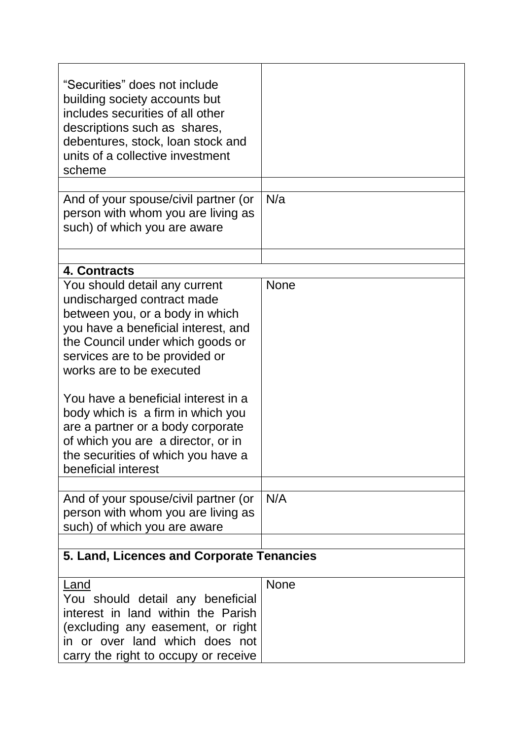| | |
|---|---|
| "Securities" does not include building society accounts but includes securities of all other descriptions such as shares, debentures, stock, loan stock and units of a collective investment scheme | |
| | |
| And of your spouse/civil partner (or person with whom you are living as such) of which you are aware | N/a |
| | |
| **4. Contracts** | |
| You should detail any current undischarged contract made between you, or a body in which you have a beneficial interest, and the Council under which goods or services are to be provided or works are to be executed<br><br>You have a beneficial interest in a body which is a firm in which you are a partner or a body corporate of which you are a director, or in the securities of which you have a beneficial interest | None |
| | |
| And of your spouse/civil partner (or person with whom you are living as such) of which you are aware | N/A |
| | |
| **5. Land, Licences and Corporate Tenancies** | |
| <u>Land</u><br>You should detail any beneficial interest in land within the Parish (excluding any easement, or right in or over land which does not carry the right to occupy or receive | None |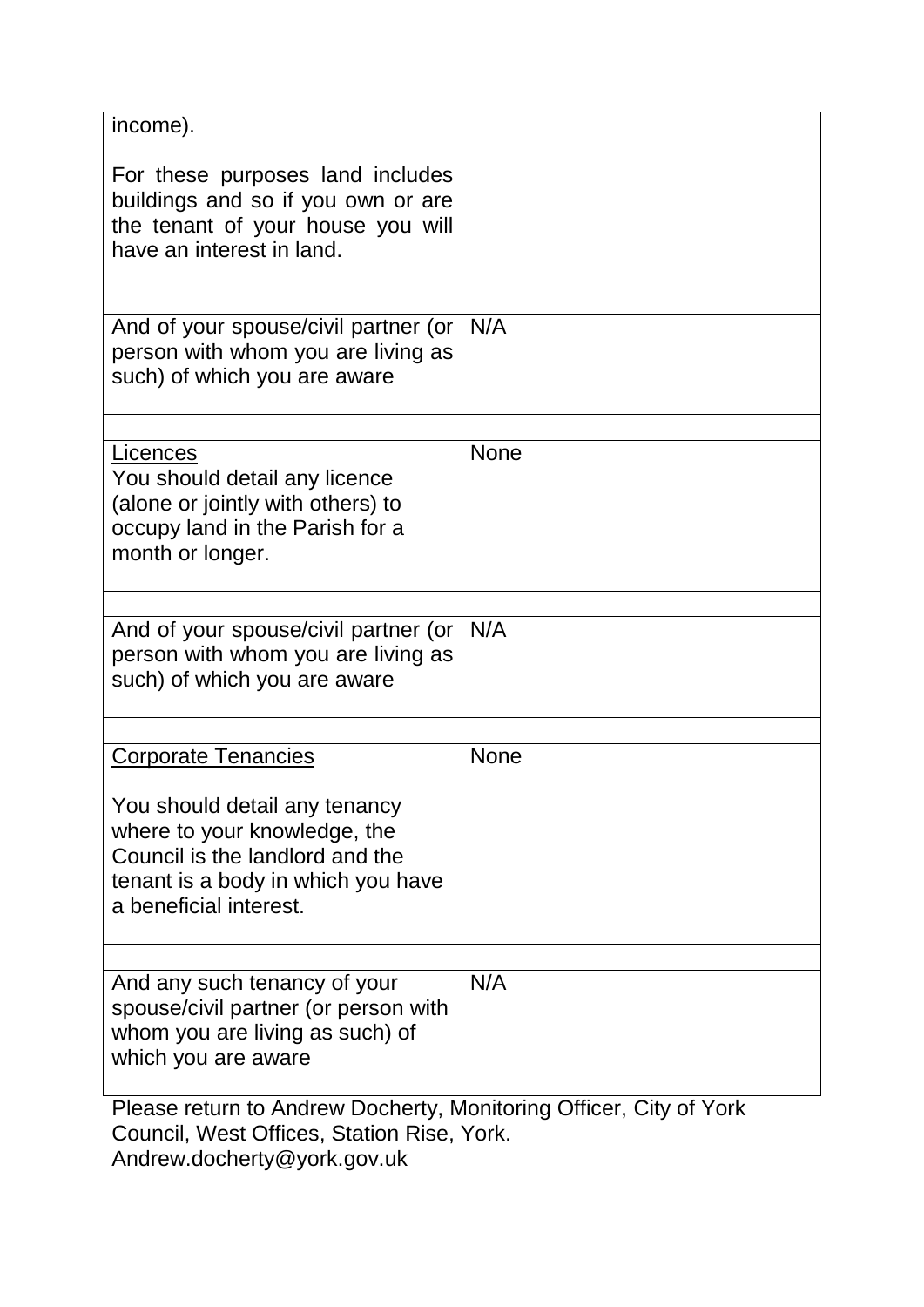| | |
|---|---|
| income).<br><br>For these purposes land includes buildings and so if you own or are the tenant of your house you will have an interest in land. | |
| | |
| And of your spouse/civil partner (or person with whom you are living as such) of which you are aware | N/A |
| | |
| Licences<br>You should detail any licence (alone or jointly with others) to occupy land in the Parish for a month or longer. | None |
| | |
| And of your spouse/civil partner (or person with whom you are living as such) of which you are aware | N/A |
| | |
| Corporate Tenancies<br><br>You should detail any tenancy where to your knowledge, the Council is the landlord and the tenant is a body in which you have a beneficial interest. | None |
| | |
| And any such tenancy of your spouse/civil partner (or person with whom you are living as such) of which you are aware | N/A |

Please return to Andrew Docherty, Monitoring Officer, City of York Council, West Offices, Station Rise, York.
Andrew.docherty@york.gov.uk